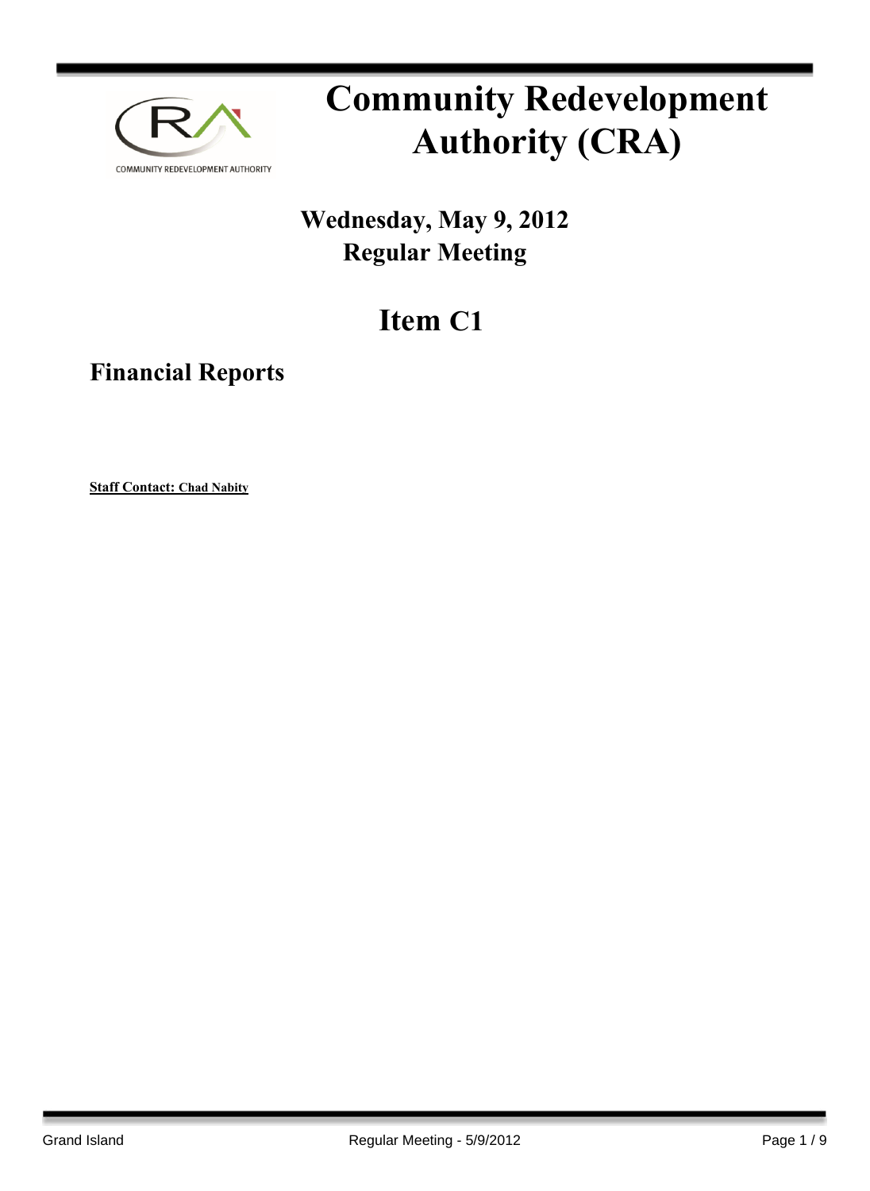# Community Redevelopment Authority (CRA)

**Wednesday, May 9, 2012**
**Regular Meeting**

## Item C1

### Financial Reports

**Staff Contact: Chad Nabity**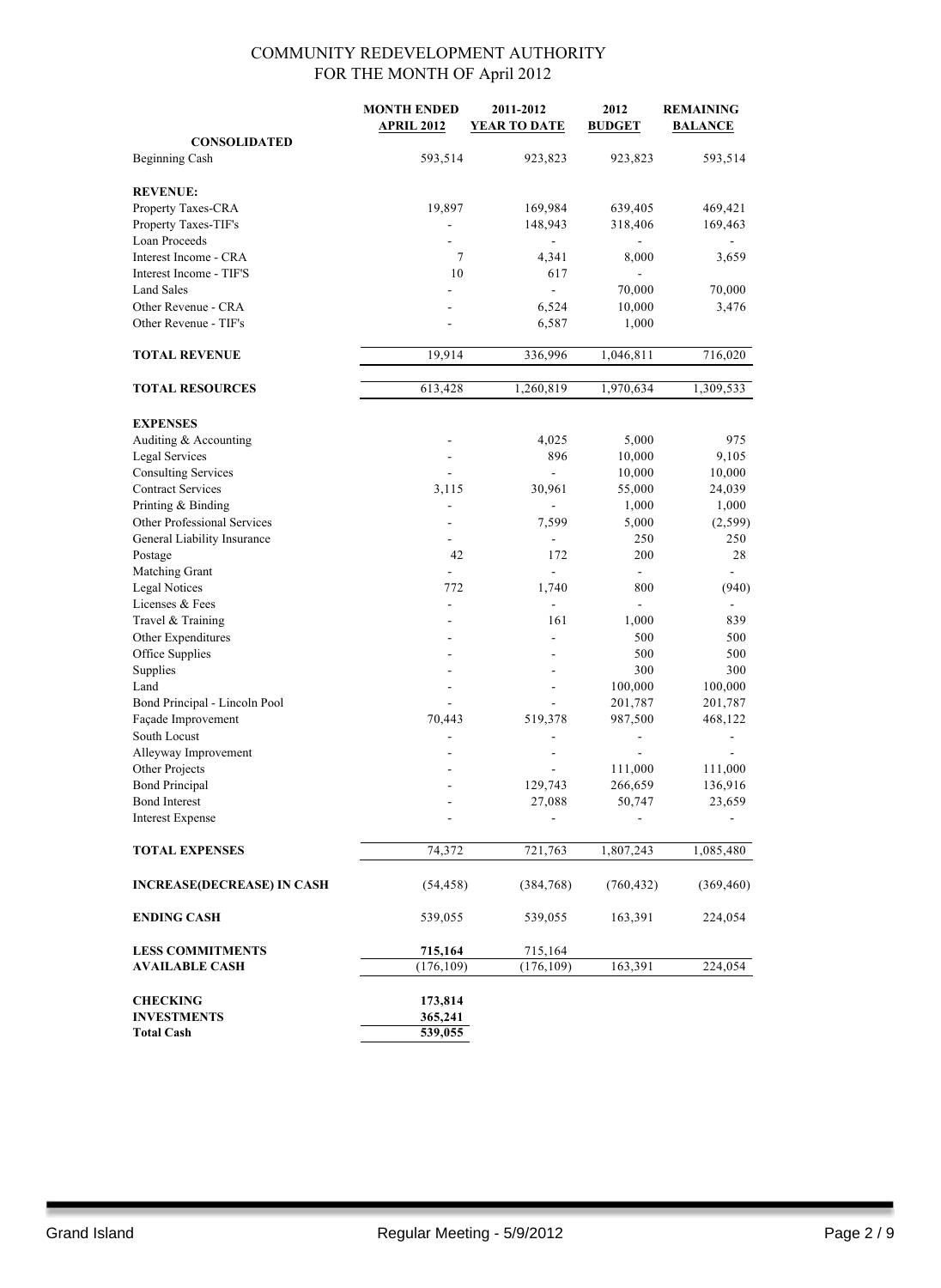# COMMUNITY REDEVELOPMENT AUTHORITY
## FOR THE MONTH OF April 2012

| | MONTH ENDED APRIL 2012 | 2011-2012 YEAR TO DATE | 2012 BUDGET | REMAINING BALANCE |
|---|---|---|---|---|
| **CONSOLIDATED** | | | | |
| Beginning Cash | 593,514 | 923,823 | 923,823 | 593,514 |
| | | | | |
| **REVENUE:** | | | | |
| Property Taxes-CRA | 19,897 | 169,984 | 639,405 | 469,421 |
| Property Taxes-TIF's | - | 148,943 | 318,406 | 169,463 |
| Loan Proceeds | - | - | - | - |
| Interest Income - CRA | 7 | 4,341 | 8,000 | 3,659 |
| Interest Income - TIF'S | 10 | 617 | - | |
| Land Sales | - | - | 70,000 | 70,000 |
| Other Revenue - CRA | - | 6,524 | 10,000 | 3,476 |
| Other Revenue - TIF's | - | 6,587 | 1,000 | |
| | | | | |
| **TOTAL REVENUE** | 19,914 | 336,996 | 1,046,811 | 716,020 |
| | | | | |
| **TOTAL RESOURCES** | 613,428 | 1,260,819 | 1,970,634 | 1,309,533 |
| | | | | |
| **EXPENSES** | | | | |
| Auditing & Accounting | - | 4,025 | 5,000 | 975 |
| Legal Services | - | 896 | 10,000 | 9,105 |
| Consulting Services | - | - | 10,000 | 10,000 |
| Contract Services | 3,115 | 30,961 | 55,000 | 24,039 |
| Printing & Binding | - | - | 1,000 | 1,000 |
| Other Professional Services | - | 7,599 | 5,000 | (2,599) |
| General Liability Insurance | - | - | 250 | 250 |
| Postage | 42 | 172 | 200 | 28 |
| Matching Grant | - | - | - | - |
| Legal Notices | 772 | 1,740 | 800 | (940) |
| Licenses & Fees | - | - | - | - |
| Travel & Training | - | 161 | 1,000 | 839 |
| Other Expenditures | - | - | 500 | 500 |
| Office Supplies | - | - | 500 | 500 |
| Supplies | - | - | 300 | 300 |
| Land | - | - | 100,000 | 100,000 |
| Bond Principal - Lincoln Pool | - | - | 201,787 | 201,787 |
| Façade Improvement | 70,443 | 519,378 | 987,500 | 468,122 |
| South Locust | - | - | - | - |
| Alleyway Improvement | - | - | - | - |
| Other Projects | - | - | 111,000 | 111,000 |
| Bond Principal | - | 129,743 | 266,659 | 136,916 |
| Bond Interest | - | 27,088 | 50,747 | 23,659 |
| Interest Expense | - | - | - | - |
| | | | | |
| **TOTAL EXPENSES** | 74,372 | 721,763 | 1,807,243 | 1,085,480 |
| | | | | |
| **INCREASE(DECREASE) IN CASH** | (54,458) | (384,768) | (760,432) | (369,460) |
| | | | | |
| **ENDING CASH** | 539,055 | 539,055 | 163,391 | 224,054 |
| | | | | |
| **LESS COMMITMENTS** | **715,164** | 715,164 | | |
| **AVAILABLE CASH** | (176,109) | (176,109) | 163,391 | 224,054 |
| | | | | |
| **CHECKING** | **173,814** | | | |
| **INVESTMENTS** | **365,241** | | | |
| **Total Cash** | **539,055** | | | |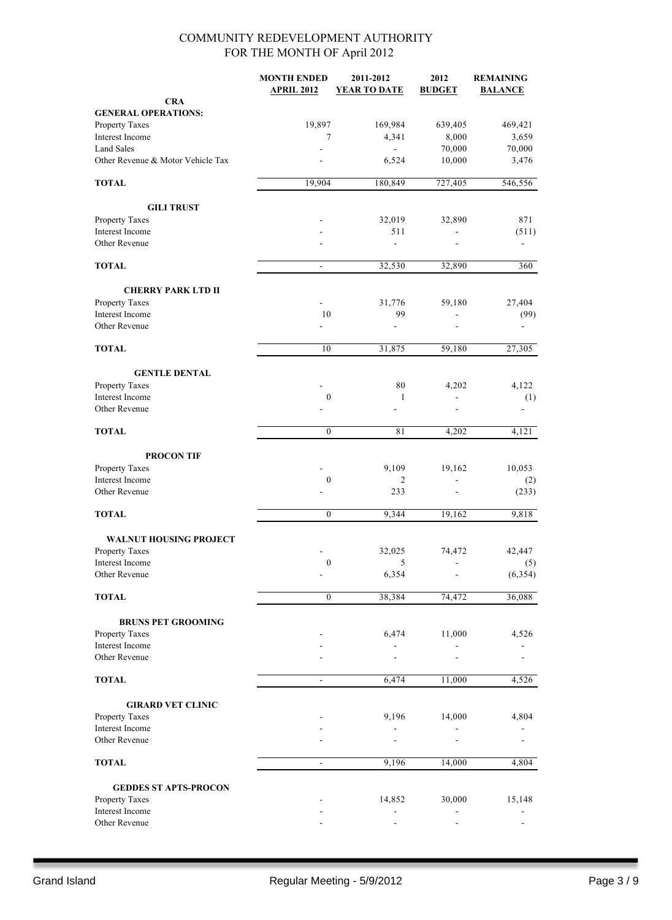# COMMUNITY REDEVELOPMENT AUTHORITY
## FOR THE MONTH OF April 2012

| | MONTH ENDED APRIL 2012 | 2011-2012 YEAR TO DATE | 2012 BUDGET | REMAINING BALANCE |
|---|---|---|---|---|
| **CRA** | | | | |
| **GENERAL OPERATIONS:** | | | | |
| Property Taxes | 19,897 | 169,984 | 639,405 | 469,421 |
| Interest Income | 7 | 4,341 | 8,000 | 3,659 |
| Land Sales | - | - | 70,000 | 70,000 |
| Other Revenue & Motor Vehicle Tax | - | 6,524 | 10,000 | 3,476 |
| **TOTAL** | 19,904 | 180,849 | 727,405 | 546,556 |
| **GILI TRUST** | | | | |
| Property Taxes | - | 32,019 | 32,890 | 871 |
| Interest Income | - | 511 | - | (511) |
| Other Revenue | - | - | - | - |
| **TOTAL** | - | 32,530 | 32,890 | 360 |
| **CHERRY PARK LTD II** | | | | |
| Property Taxes | - | 31,776 | 59,180 | 27,404 |
| Interest Income | 10 | 99 | - | (99) |
| Other Revenue | - | - | - | - |
| **TOTAL** | 10 | 31,875 | 59,180 | 27,305 |
| **GENTLE DENTAL** | | | | |
| Property Taxes | - | 80 | 4,202 | 4,122 |
| Interest Income | 0 | 1 | - | (1) |
| Other Revenue | - | - | - | - |
| **TOTAL** | 0 | 81 | 4,202 | 4,121 |
| **PROCON TIF** | | | | |
| Property Taxes | - | 9,109 | 19,162 | 10,053 |
| Interest Income | 0 | 2 | - | (2) |
| Other Revenue | - | 233 | - | (233) |
| **TOTAL** | 0 | 9,344 | 19,162 | 9,818 |
| **WALNUT HOUSING PROJECT** | | | | |
| Property Taxes | - | 32,025 | 74,472 | 42,447 |
| Interest Income | 0 | 5 | - | (5) |
| Other Revenue | - | 6,354 | - | (6,354) |
| **TOTAL** | 0 | 38,384 | 74,472 | 36,088 |
| **BRUNS PET GROOMING** | | | | |
| Property Taxes | - | 6,474 | 11,000 | 4,526 |
| Interest Income | - | - | - | - |
| Other Revenue | - | - | - | - |
| **TOTAL** | - | 6,474 | 11,000 | 4,526 |
| **GIRARD VET CLINIC** | | | | |
| Property Taxes | - | 9,196 | 14,000 | 4,804 |
| Interest Income | - | - | - | - |
| Other Revenue | - | - | - | - |
| **TOTAL** | - | 9,196 | 14,000 | 4,804 |
| **GEDDES ST APTS-PROCON** | | | | |
| Property Taxes | - | 14,852 | 30,000 | 15,148 |
| Interest Income | - | - | - | - |
| Other Revenue | - | - | - | - |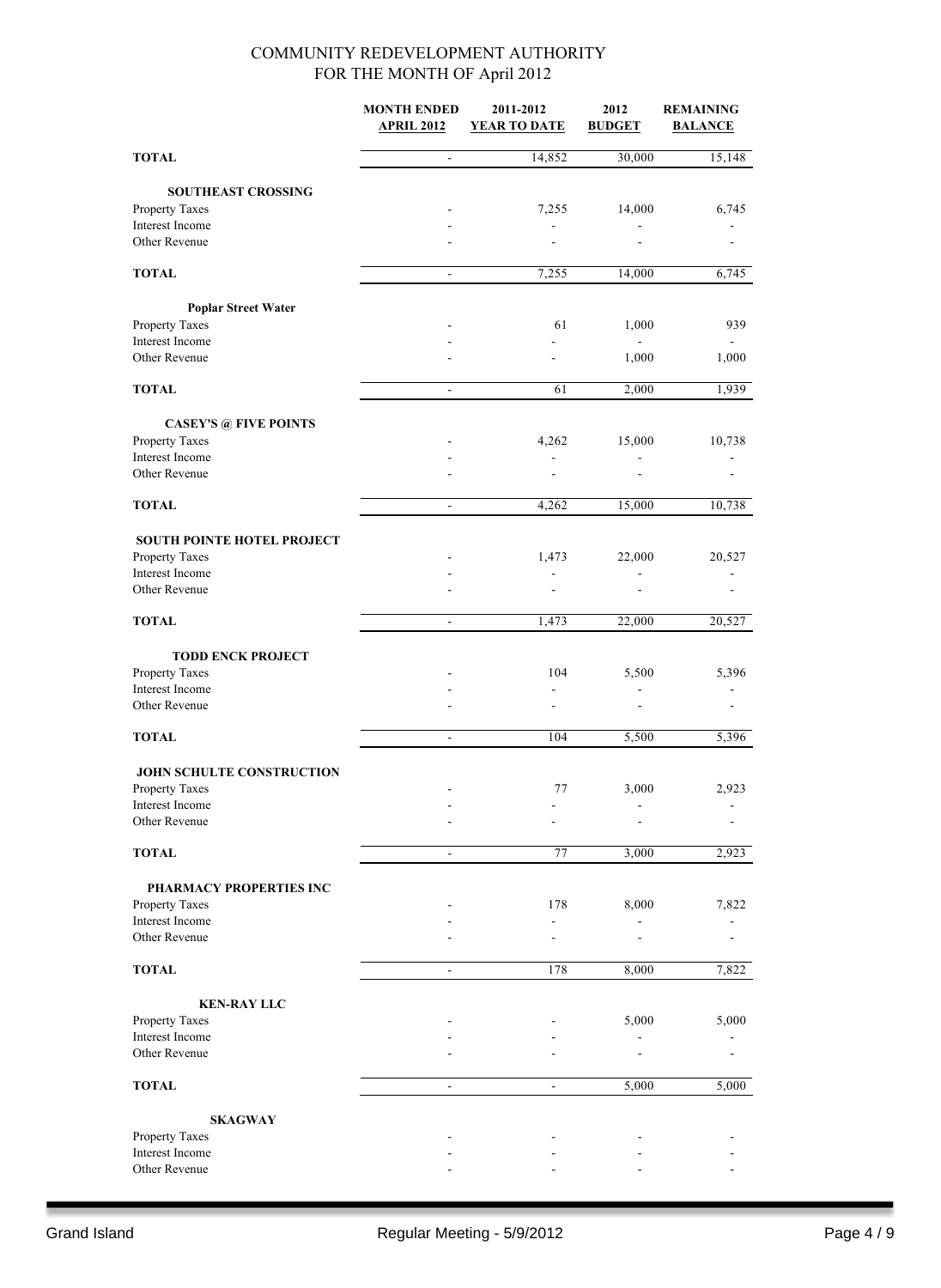COMMUNITY REDEVELOPMENT AUTHORITY
FOR THE MONTH OF April 2012

| | MONTH ENDED APRIL 2012 | 2011-2012 YEAR TO DATE | 2012 BUDGET | REMAINING BALANCE |
|---|---|---|---|---|
| **TOTAL** | - | 14,852 | 30,000 | 15,148 |
| **SOUTHEAST CROSSING** | | | | |
| Property Taxes | - | 7,255 | 14,000 | 6,745 |
| Interest Income | - | - | - | - |
| Other Revenue | - | - | - | - |
| **TOTAL** | - | 7,255 | 14,000 | 6,745 |
| **Poplar Street Water** | | | | |
| Property Taxes | - | 61 | 1,000 | 939 |
| Interest Income | - | - | - | - |
| Other Revenue | - | - | 1,000 | 1,000 |
| **TOTAL** | - | 61 | 2,000 | 1,939 |
| **CASEY'S @ FIVE POINTS** | | | | |
| Property Taxes | - | 4,262 | 15,000 | 10,738 |
| Interest Income | - | - | - | - |
| Other Revenue | - | - | - | - |
| **TOTAL** | - | 4,262 | 15,000 | 10,738 |
| **SOUTH POINTE HOTEL PROJECT** | | | | |
| Property Taxes | - | 1,473 | 22,000 | 20,527 |
| Interest Income | - | - | - | - |
| Other Revenue | - | - | - | - |
| **TOTAL** | - | 1,473 | 22,000 | 20,527 |
| **TODD ENCK PROJECT** | | | | |
| Property Taxes | - | 104 | 5,500 | 5,396 |
| Interest Income | - | - | - | - |
| Other Revenue | - | - | - | - |
| **TOTAL** | - | 104 | 5,500 | 5,396 |
| **JOHN SCHULTE CONSTRUCTION** | | | | |
| Property Taxes | - | 77 | 3,000 | 2,923 |
| Interest Income | - | - | - | - |
| Other Revenue | - | - | - | - |
| **TOTAL** | - | 77 | 3,000 | 2,923 |
| **PHARMACY PROPERTIES INC** | | | | |
| Property Taxes | - | 178 | 8,000 | 7,822 |
| Interest Income | - | - | - | - |
| Other Revenue | - | - | - | - |
| **TOTAL** | - | 178 | 8,000 | 7,822 |
| **KEN-RAY LLC** | | | | |
| Property Taxes | - | - | 5,000 | 5,000 |
| Interest Income | - | - | - | - |
| Other Revenue | - | - | - | - |
| **TOTAL** | - | - | 5,000 | 5,000 |
| **SKAGWAY** | | | | |
| Property Taxes | - | - | - | - |
| Interest Income | - | - | - | - |
| Other Revenue | - | - | - | - |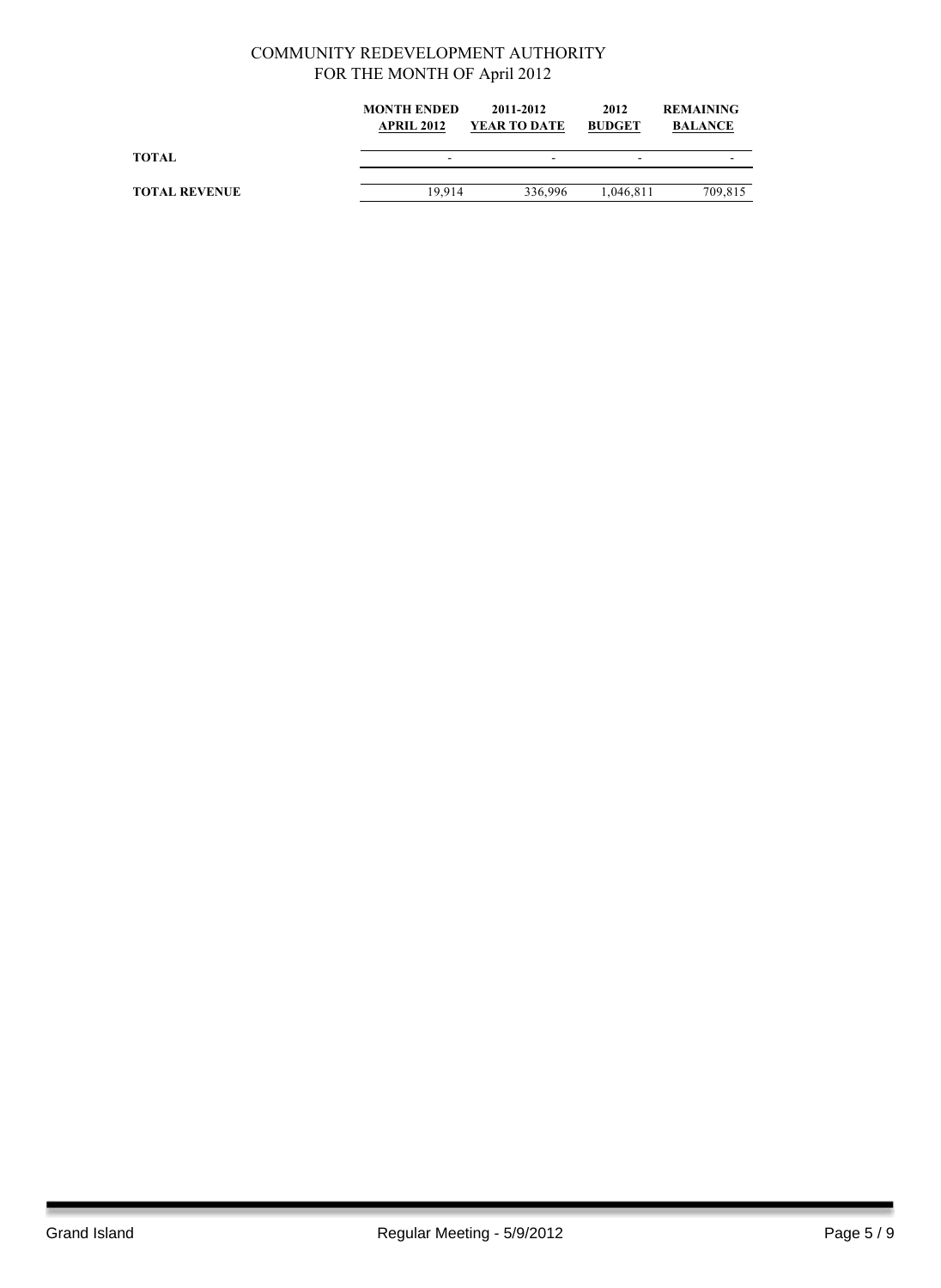COMMUNITY REDEVELOPMENT AUTHORITY
FOR THE MONTH OF April 2012

| | MONTH ENDED APRIL 2012 | 2011-2012 YEAR TO DATE | 2012 BUDGET | REMAINING BALANCE |
|---|---|---|---|---|
| **TOTAL** | - | - | - | - |
| **TOTAL REVENUE** | 19,914 | 336,996 | 1,046,811 | 709,815 |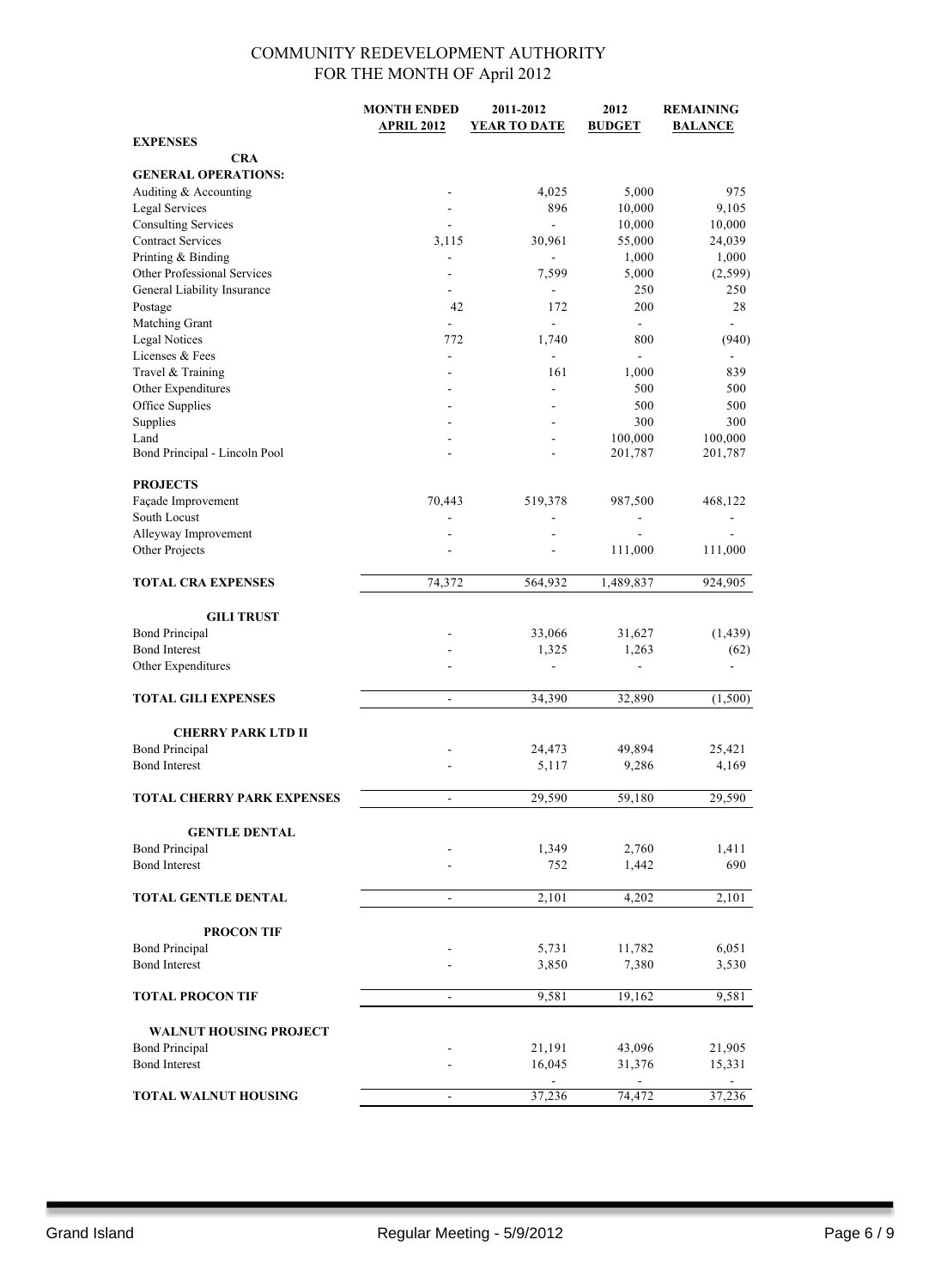# COMMUNITY REDEVELOPMENT AUTHORITY
## FOR THE MONTH OF April 2012

| | MONTH ENDED APRIL 2012 | 2011-2012 YEAR TO DATE | 2012 BUDGET | REMAINING BALANCE |
|---|---|---|---|---|
| **EXPENSES** | | | | |
| **CRA** | | | | |
| **GENERAL OPERATIONS:** | | | | |
| Auditing & Accounting | - | 4,025 | 5,000 | 975 |
| Legal Services | - | 896 | 10,000 | 9,105 |
| Consulting Services | - | - | 10,000 | 10,000 |
| Contract Services | 3,115 | 30,961 | 55,000 | 24,039 |
| Printing & Binding | - | - | 1,000 | 1,000 |
| Other Professional Services | - | 7,599 | 5,000 | (2,599) |
| General Liability Insurance | - | - | 250 | 250 |
| Postage | 42 | 172 | 200 | 28 |
| Matching Grant | - | - | - | - |
| Legal Notices | 772 | 1,740 | 800 | (940) |
| Licenses & Fees | - | - | - | - |
| Travel & Training | - | 161 | 1,000 | 839 |
| Other Expenditures | - | - | 500 | 500 |
| Office Supplies | - | - | 500 | 500 |
| Supplies | - | - | 300 | 300 |
| Land | - | - | 100,000 | 100,000 |
| Bond Principal - Lincoln Pool | - | - | 201,787 | 201,787 |
| **PROJECTS** | | | | |
| Façade Improvement | 70,443 | 519,378 | 987,500 | 468,122 |
| South Locust | - | - | - | - |
| Alleyway Improvement | - | - | - | - |
| Other Projects | - | - | 111,000 | 111,000 |
| **TOTAL CRA EXPENSES** | 74,372 | 564,932 | 1,489,837 | 924,905 |
| **GILI TRUST** | | | | |
| Bond Principal | - | 33,066 | 31,627 | (1,439) |
| Bond Interest | - | 1,325 | 1,263 | (62) |
| Other Expenditures | - | - | - | - |
| **TOTAL GILI EXPENSES** | - | 34,390 | 32,890 | (1,500) |
| **CHERRY PARK LTD II** | | | | |
| Bond Principal | - | 24,473 | 49,894 | 25,421 |
| Bond Interest | - | 5,117 | 9,286 | 4,169 |
| **TOTAL CHERRY PARK EXPENSES** | - | 29,590 | 59,180 | 29,590 |
| **GENTLE DENTAL** | | | | |
| Bond Principal | - | 1,349 | 2,760 | 1,411 |
| Bond Interest | - | 752 | 1,442 | 690 |
| **TOTAL GENTLE DENTAL** | - | 2,101 | 4,202 | 2,101 |
| **PROCON TIF** | | | | |
| Bond Principal | - | 5,731 | 11,782 | 6,051 |
| Bond Interest | - | 3,850 | 7,380 | 3,530 |
| **TOTAL PROCON TIF** | - | 9,581 | 19,162 | 9,581 |
| **WALNUT HOUSING PROJECT** | | | | |
| Bond Principal | - | 21,191 | 43,096 | 21,905 |
| Bond Interest | - | 16,045 | 31,376 | 15,331 |
| | | - | - | - |
| **TOTAL WALNUT HOUSING** | - | 37,236 | 74,472 | 37,236 |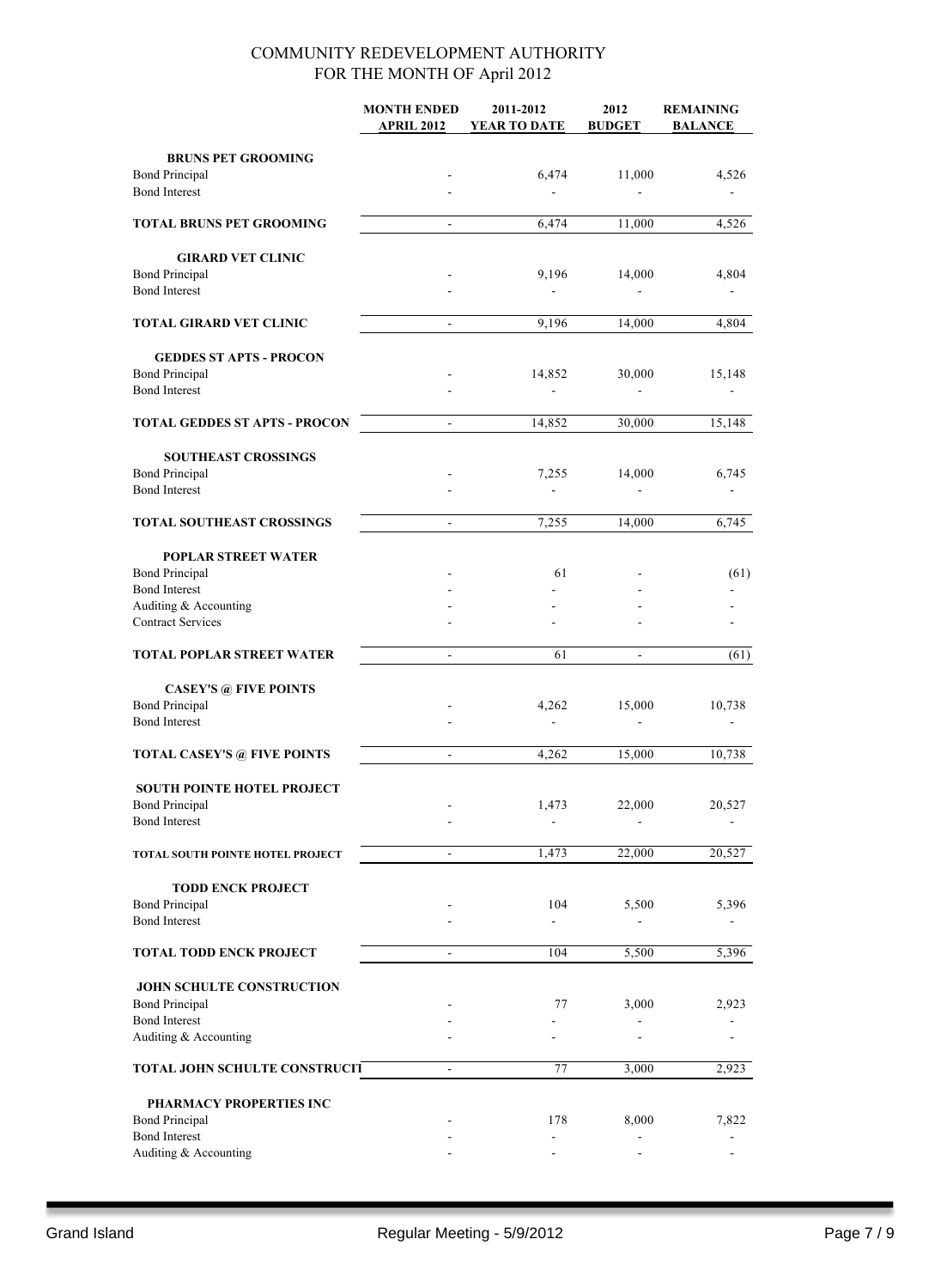# COMMUNITY REDEVELOPMENT AUTHORITY
## FOR THE MONTH OF April 2012

| | MONTH ENDED APRIL 2012 | 2011-2012 YEAR TO DATE | 2012 BUDGET | REMAINING BALANCE |
|---|---|---|---|---|
| **BRUNS PET GROOMING** | | | | |
| Bond Principal | - | 6,474 | 11,000 | 4,526 |
| Bond Interest | - | - | - | - |
| **TOTAL BRUNS PET GROOMING** | - | 6,474 | 11,000 | 4,526 |
| **GIRARD VET CLINIC** | | | | |
| Bond Principal | - | 9,196 | 14,000 | 4,804 |
| Bond Interest | - | - | - | - |
| **TOTAL GIRARD VET CLINIC** | - | 9,196 | 14,000 | 4,804 |
| **GEDDES ST APTS - PROCON** | | | | |
| Bond Principal | - | 14,852 | 30,000 | 15,148 |
| Bond Interest | - | - | - | - |
| **TOTAL GEDDES ST APTS - PROCON** | - | 14,852 | 30,000 | 15,148 |
| **SOUTHEAST CROSSINGS** | | | | |
| Bond Principal | - | 7,255 | 14,000 | 6,745 |
| Bond Interest | - | - | - | - |
| **TOTAL SOUTHEAST CROSSINGS** | - | 7,255 | 14,000 | 6,745 |
| **POPLAR STREET WATER** | | | | |
| Bond Principal | - | 61 | - | (61) |
| Bond Interest | - | - | - | - |
| Auditing & Accounting | - | - | - | - |
| Contract Services | - | - | - | - |
| **TOTAL POPLAR STREET WATER** | - | 61 | - | (61) |
| **CASEY'S @ FIVE POINTS** | | | | |
| Bond Principal | - | 4,262 | 15,000 | 10,738 |
| Bond Interest | - | - | - | - |
| **TOTAL CASEY'S @ FIVE POINTS** | - | 4,262 | 15,000 | 10,738 |
| **SOUTH POINTE HOTEL PROJECT** | | | | |
| Bond Principal | - | 1,473 | 22,000 | 20,527 |
| Bond Interest | - | - | - | - |
| **TOTAL SOUTH POINTE HOTEL PROJECT** | - | 1,473 | 22,000 | 20,527 |
| **TODD ENCK PROJECT** | | | | |
| Bond Principal | - | 104 | 5,500 | 5,396 |
| Bond Interest | - | - | - | - |
| **TOTAL TODD ENCK PROJECT** | - | 104 | 5,500 | 5,396 |
| **JOHN SCHULTE CONSTRUCTION** | | | | |
| Bond Principal | - | 77 | 3,000 | 2,923 |
| Bond Interest | - | - | - | - |
| Auditing & Accounting | - | - | - | - |
| **TOTAL JOHN SCHULTE CONSTRUCTI** | - | 77 | 3,000 | 2,923 |
| **PHARMACY PROPERTIES INC** | | | | |
| Bond Principal | - | 178 | 8,000 | 7,822 |
| Bond Interest | - | - | - | - |
| Auditing & Accounting | - | - | - | - |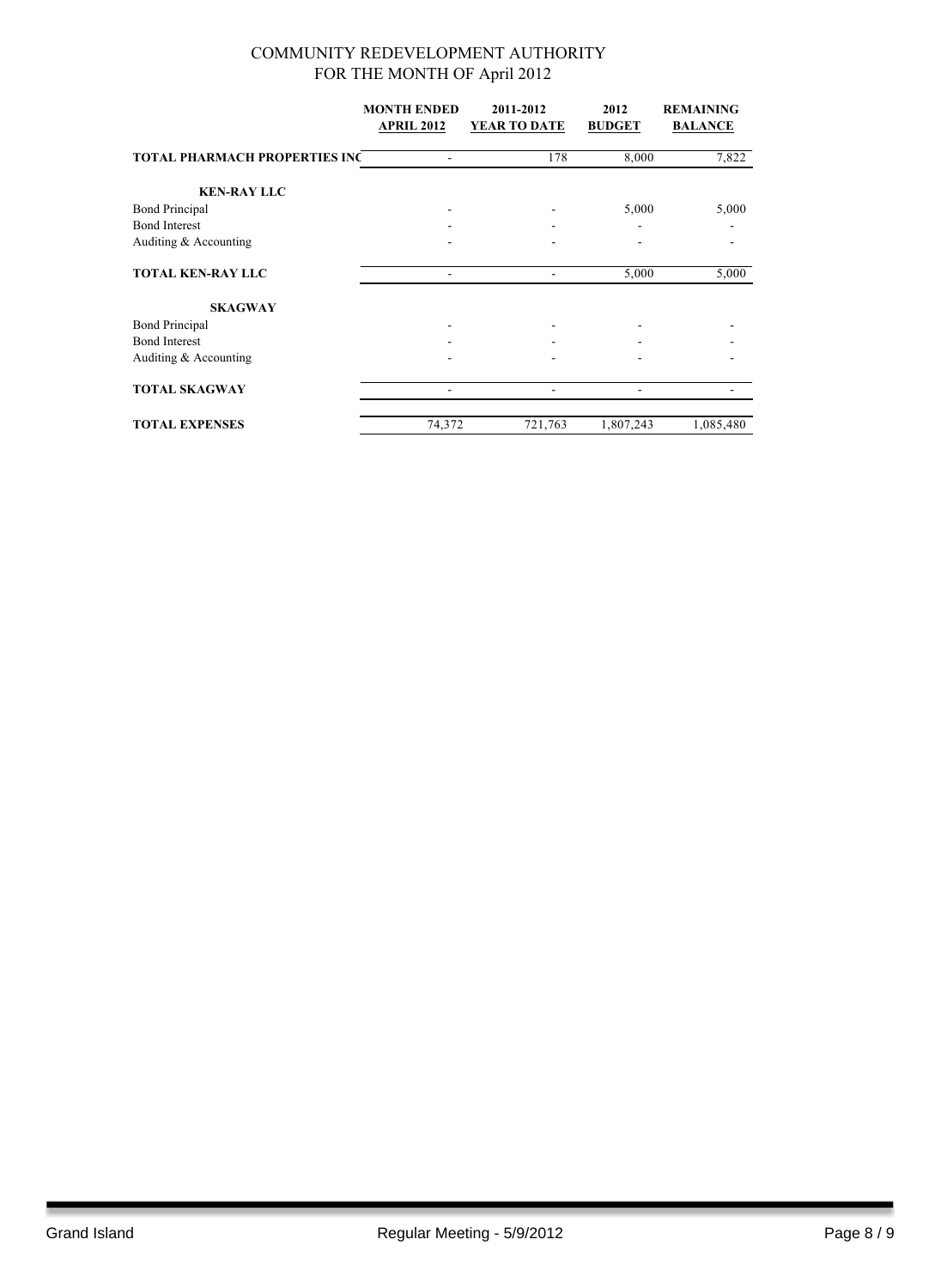COMMUNITY REDEVELOPMENT AUTHORITY
FOR THE MONTH OF April 2012

| | MONTH ENDED APRIL 2012 | 2011-2012 YEAR TO DATE | 2012 BUDGET | REMAINING BALANCE |
|---|---|---|---|---|
| **TOTAL PHARMACH PROPERTIES INC** | - | 178 | 8,000 | 7,822 |
| **KEN-RAY LLC** | | | | |
| Bond Principal | - | - | 5,000 | 5,000 |
| Bond Interest | - | - | - | - |
| Auditing & Accounting | - | - | - | - |
| **TOTAL KEN-RAY LLC** | - | - | 5,000 | 5,000 |
| **SKAGWAY** | | | | |
| Bond Principal | - | - | - | - |
| Bond Interest | - | - | - | - |
| Auditing & Accounting | - | - | - | - |
| **TOTAL SKAGWAY** | - | - | - | - |
| **TOTAL EXPENSES** | 74,372 | 721,763 | 1,807,243 | 1,085,480 |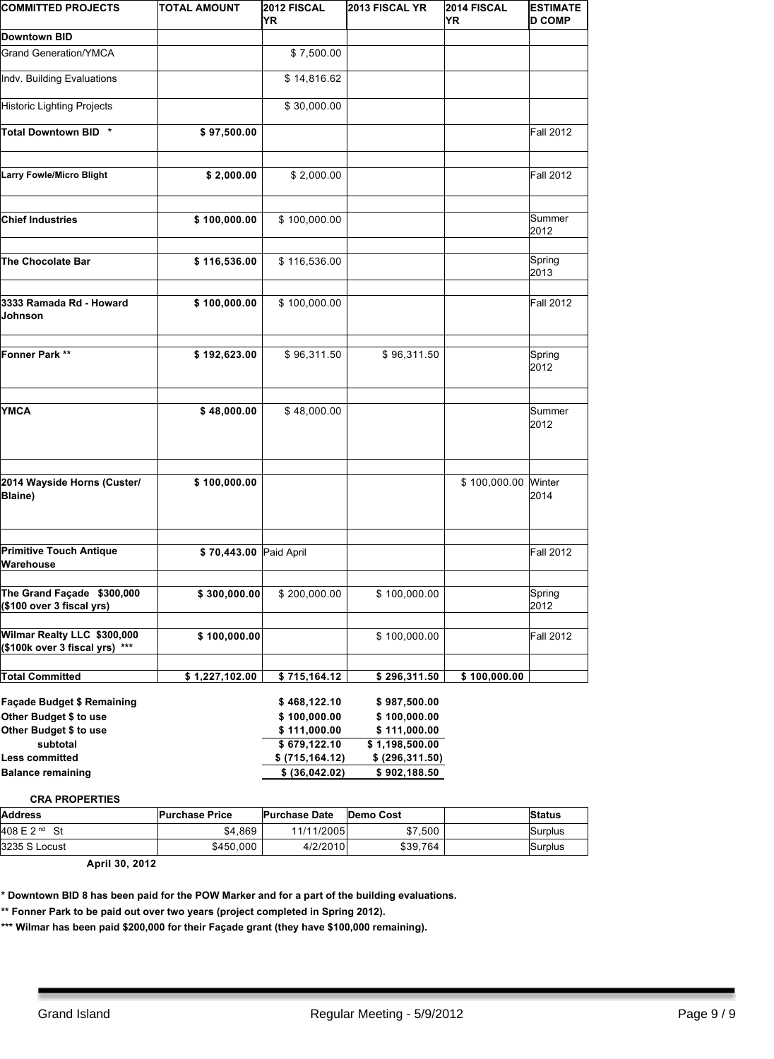| COMMITTED PROJECTS | TOTAL AMOUNT | 2012 FISCAL YR | 2013 FISCAL YR | 2014 FISCAL YR | ESTIMATED COMP |
|---|---|---|---|---|---|
| **Downtown BID** | | | | | |
| Grand Generation/YMCA | | $ 7,500.00 | | | |
| Indv. Building Evaluations | | $ 14,816.62 | | | |
| Historic Lighting Projects | | $ 30,000.00 | | | |
| **Total Downtown BID *** | **$ 97,500.00** | | | | Fall 2012 |
| | | | | | |
| **Larry Fowle/Micro Blight** | **$ 2,000.00** | $ 2,000.00 | | | Fall 2012 |
| | | | | | |
| **Chief Industries** | **$ 100,000.00** | $ 100,000.00 | | | Summer 2012 |
| | | | | | |
| **The Chocolate Bar** | **$ 116,536.00** | $ 116,536.00 | | | Spring 2013 |
| | | | | | |
| **3333 Ramada Rd - Howard Johnson** | **$ 100,000.00** | $ 100,000.00 | | | Fall 2012 |
| | | | | | |
| **Fonner Park **** | **$ 192,623.00** | $ 96,311.50 | $ 96,311.50 | | Spring 2012 |
| | | | | | |
| **YMCA** | **$ 48,000.00** | $ 48,000.00 | | | Summer 2012 |
| | | | | | |
| **2014 Wayside Horns (Custer/ Blaine)** | **$ 100,000.00** | | | $ 100,000.00 | Winter 2014 |
| | | | | | |
| **Primitive Touch Antique Warehouse** | **$ 70,443.00** | Paid April | | | Fall 2012 |
| | | | | | |
| **The Grand Façade $300,000 ($100 over 3 fiscal yrs)** | **$ 300,000.00** | $ 200,000.00 | $ 100,000.00 | | Spring 2012 |
| | | | | | |
| **Wilmar Realty LLC $300,000 ($100k over 3 fiscal yrs) ***** | **$ 100,000.00** | | $ 100,000.00 | | Fall 2012 |
| | | | | | |
| **Total Committed** | **$ 1,227,102.00** | **$ 715,164.12** | **$ 296,311.50** | **$ 100,000.00** | |

| | | | |
|---|---|---|---|
| **Façade Budget $ Remaining** | | **$ 468,122.10** | **$ 987,500.00** |
| **Other Budget $ to use** | | **$ 100,000.00** | **$ 100,000.00** |
| **Other Budget $ to use** | | **$ 111,000.00** | **$ 111,000.00** |
| **subtotal** | | **$ 679,122.10** | **$ 1,198,500.00** |
| **Less committed** | | **$ (715,164.12)** | **$ (296,311.50)** |
| **Balance remaining** | | **$ (36,042.02)** | **$ 902,188.50** |

**CRA PROPERTIES**

| Address | Purchase Price | Purchase Date | Demo Cost | | Status |
|---|---|---|---|---|---|
| 408 E 2nd St | $4,869 | 11/11/2005 | $7,500 | | Surplus |
| 3235 S Locust | $450,000 | 4/2/2010 | $39,764 | | Surplus |

**April 30, 2012**

**\* Downtown BID 8 has been paid for the POW Marker and for a part of the building evaluations.**

**\*\* Fonner Park to be paid out over two years (project completed in Spring 2012).**

**\*\*\* Wilmar has been paid $200,000 for their Façade grant (they have $100,000 remaining).**